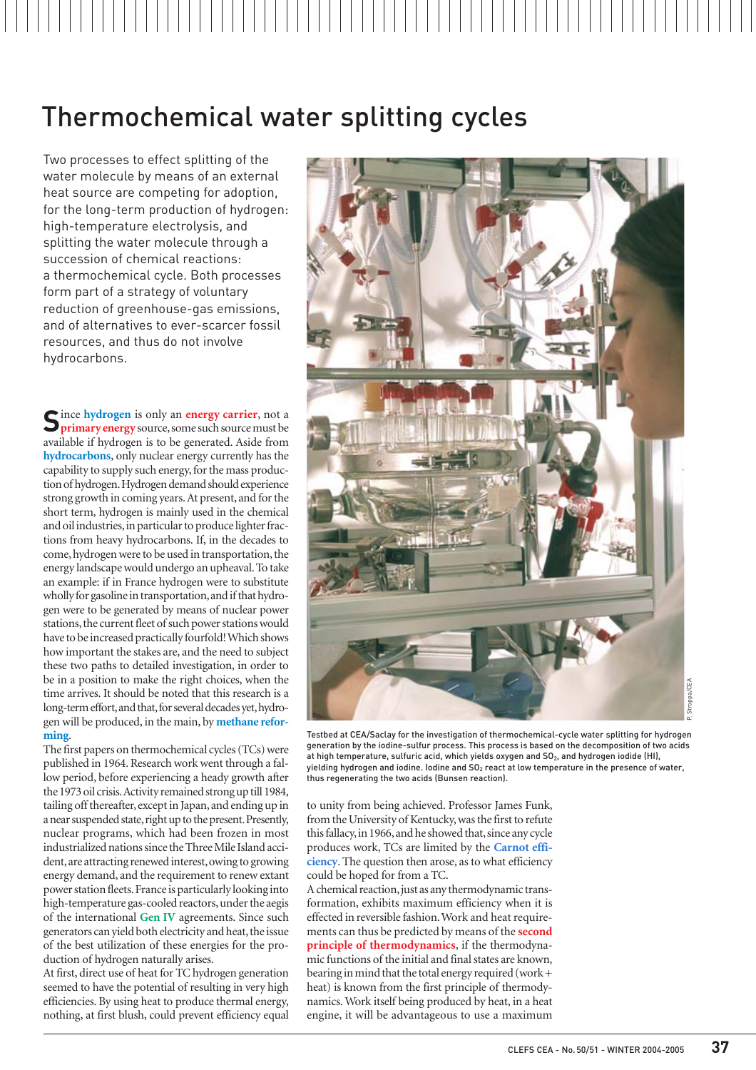# Thermochemical water splitting cycles

Two processes to effect splitting of the water molecule by means of an external heat source are competing for adoption, for the long-term production of hydrogen: high-temperature electrolysis, and splitting the water molecule through a succession of chemical reactions: a thermochemical cycle. Both processes form part of a strategy of voluntary reduction of greenhouse-gas emissions, and of alternatives to ever-scarcer fossil resources, and thus do not involve hydrocarbons.

Since **hydrogen** is only an **energy carrier**, not a **primary energy** source, some such source must be available if hydrogen is to be generated. Aside from **hydrocarbons**, only nuclear energy currently has the capability to supply such energy, for the mass production of hydrogen. Hydrogen demand should experience strong growth in coming years. At present, and for the short term, hydrogen is mainly used in the chemical and oil industries, in particular to produce lighter fractions from heavy hydrocarbons. If, in the decades to come, hydrogen were to be used in transportation, the energy landscape would undergo an upheaval. To take an example: if in France hydrogen were to substitute wholly for gasoline in transportation, and if that hydrogen were to be generated by means of nuclear power stations, the current fleet of such power stations would have to be increased practically fourfold! Which shows how important the stakes are, and the need to subject these two paths to detailed investigation, in order to be in a position to make the right choices, when the time arrives. It should be noted that this research is a long-term effort, and that, for several decades yet, hydrogen will be produced, in the main, by **methane reforming**.

The first papers on thermochemical cycles (TCs) were published in 1964. Research work went through a fallow period, before experiencing a heady growth after the 1973 oil crisis. Activity remained strong up till 1984, tailing off thereafter, except in Japan, and ending up in a near suspended state, right up to the present. Presently, nuclear programs, which had been frozen in most industrialized nations since the Three Mile Island accident, are attracting renewed interest, owing to growing energy demand, and the requirement to renew extant power station fleets. France is particularly looking into high-temperature gas-cooled reactors, under the aegis of the international **Gen IV** agreements. Since such generators can yield both electricity and heat, the issue of the best utilization of these energies for the production of hydrogen naturally arises.

At first, direct use of heat for TC hydrogen generation seemed to have the potential of resulting in very high efficiencies. By using heat to produce thermal energy, nothing, at first blush, could prevent efficiency equal to unity from being achieved. Professor James Funk, from the University of Kentucky, was the first to refute this fallacy, in 1966, and he showed that, since any cycle produces work, TCs are limited by the **Carnot efficiency**. The question then arose, as to what efficiency could be hoped for from a TC.

A chemical reaction, just as any thermodynamic transformation, exhibits maximum efficiency when it is effected in reversible fashion. Work and heat requirements can thus be predicted by means of the **second principle of thermodynamics**, if the thermodynamic functions of the initial and final states are known, bearing in mind that the total energy required (work + heat) is known from the first principle of thermodynamics. Work itself being produced by heat, in a heat engine, it will be advantageous to use a maximum

Testbed at CEA/Saclay for the investigation of thermochemical-cycle water splitting for hydrogen generation by the iodine-sulfur process. This process is based on the decomposition of two acids at high temperature, sulfuric acid, which yields oxygen and $SO_2$, and hydrogen iodide (HI), yielding hydrogen and iodine. Iodine and $SO_2$ react at low temperature in the presence of water, thus regenerating the two acids (Bunsen reaction).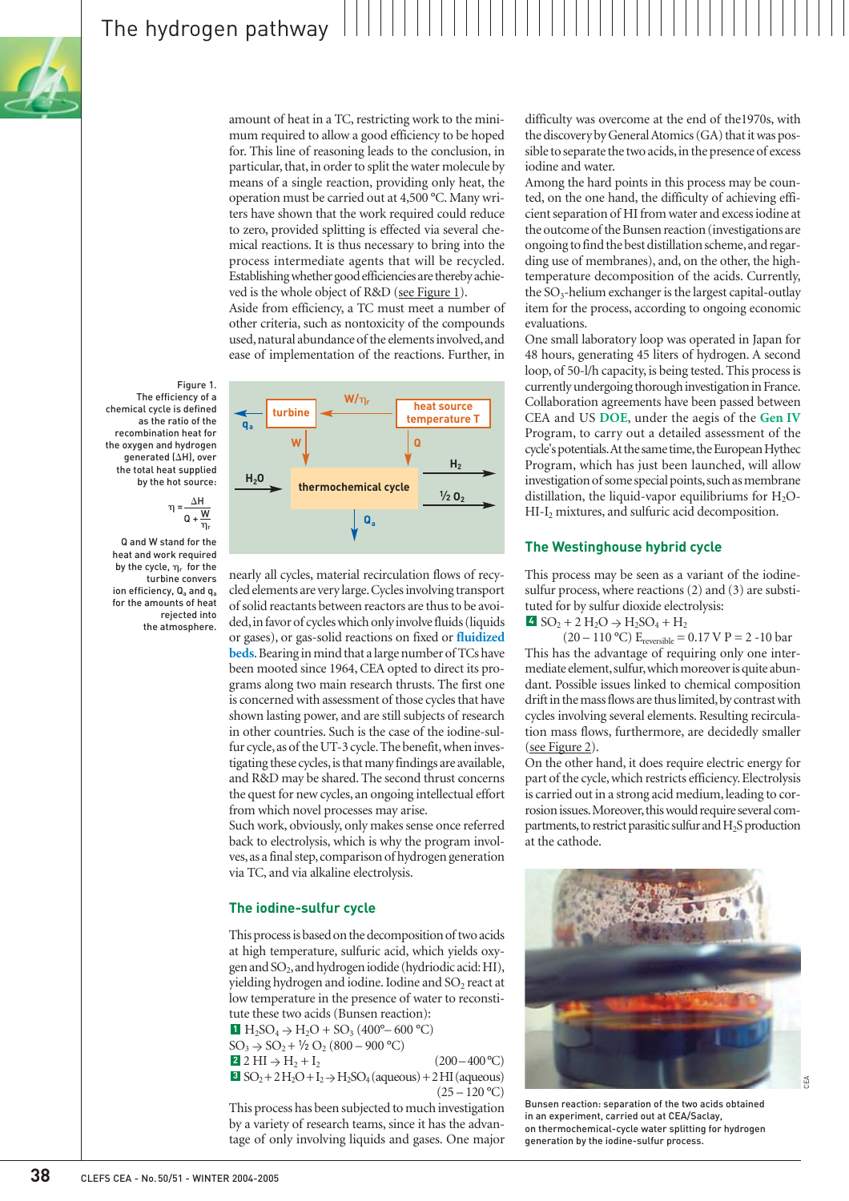amount of heat in a TC, restricting work to the minimum required to allow a good efficiency to be hoped for. This line of reasoning leads to the conclusion, in particular, that, in order to split the water molecule by means of a single reaction, providing only heat, the operation must be carried out at 4,500 °C. Many writers have shown that the work required could reduce to zero, provided splitting is effected via several chemical reactions. It is thus necessary to bring into the process intermediate agents that will be recycled. Establishing whether good efficiencies are thereby achieved is the whole object of R&D (see Figure 1).

Aside from efficiency, a TC must meet a number of other criteria, such as nontoxicity of the compounds used, natural abundance of the elements involved, and ease of implementation of the reactions. Further, in nearly all cycles, material recirculation flows of recycled elements are very large. Cycles involving transport of solid reactants between reactors are thus to be avoided, in favor of cycles which only involve fluids (liquids or gases), or gas-solid reactions on fixed or **fluidized beds**. Bearing in mind that a large number of TCs have been mooted since 1964, CEA opted to direct its programs along two main research thrusts. The first one is concerned with assessment of those cycles that have shown lasting power, and are still subjects of research in other countries. Such is the case of the iodine-sulfur cycle, as of the UT-3 cycle. The benefit, when investigating these cycles, is that many findings are available, and R&D may be shared. The second thrust concerns the quest for new cycles, an ongoing intellectual effort from which novel processes may arise.

Such work, obviously, only makes sense once referred back to electrolysis, which is why the program involves, as a final step, comparison of hydrogen generation via TC, and via alkaline electrolysis.

Figure 1.
The efficiency of a chemical cycle is defined as the ratio of the recombination heat for the oxygen and hydrogen generated ($\Delta H$), over the total heat supplied by the hot source:

$$\eta = \frac{\Delta H}{Q + \frac{W}{\eta_r}}$$

Q and W stand for the heat and work required by the cycle, $\eta_r$ for the turbine conversion efficiency, $Q_a$ and $q_a$ for the amounts of heat rejected into the atmosphere.

## The iodine-sulfur cycle

This process is based on the decomposition of two acids at high temperature, sulfuric acid, which yields oxygen and $SO_2$, and hydrogen iodide (hydriodic acid: HI), yielding hydrogen and iodine. Iodine and $SO_2$ react at low temperature in the presence of water to reconstitute these two acids (Bunsen reaction):

**1** $H_2SO_4 \rightarrow H_2O + SO_3$ (400°– 600 °C)
$SO_3 \rightarrow SO_2 + ½\ O_2$ (800 – 900 °C)

**2** $2\ HI \rightarrow H_2 + I_2$ (200 – 400 °C)

**3** $SO_2 + 2\ H_2O + I_2 \rightarrow H_2SO_4\ (aqueous) + 2\ HI\ (aqueous)$ (25 – 120 °C)

This process has been subjected to much investigation by a variety of research teams, since it has the advantage of only involving liquids and gases. One major difficulty was overcome at the end of the1970s, with the discovery by General Atomics (GA) that it was possible to separate the two acids, in the presence of excess iodine and water.

Among the hard points in this process may be counted, on the one hand, the difficulty of achieving efficient separation of HI from water and excess iodine at the outcome of the Bunsen reaction (investigations are ongoing to find the best distillation scheme, and regarding use of membranes), and, on the other, the high-temperature decomposition of the acids. Currently, the $SO_3$-helium exchanger is the largest capital-outlay item for the process, according to ongoing economic evaluations.

One small laboratory loop was operated in Japan for 48 hours, generating 45 liters of hydrogen. A second loop, of 50-l/h capacity, is being tested. This process is currently undergoing thorough investigation in France. Collaboration agreements have been passed between CEA and US **DOE**, under the aegis of the **Gen IV** Program, to carry out a detailed assessment of the cycle's potentials. At the same time, the European Hythec Program, which has just been launched, will allow investigation of some special points, such as membrane distillation, the liquid-vapor equilibriums for $H_2O$-$HI$-$I_2$ mixtures, and sulfuric acid decomposition.

## The Westinghouse hybrid cycle

This process may be seen as a variant of the iodine-sulfur process, where reactions (2) and (3) are substituted for by sulfur dioxide electrolysis:

**4** $SO_2 + 2\ H_2O \rightarrow H_2SO_4 + H_2$
(20 – 110 °C) $E_{reversible} = 0.17$ V P = 2 -10 bar

This has the advantage of requiring only one intermediate element, sulfur, which moreover is quite abundant. Possible issues linked to chemical composition drift in the mass flows are thus limited, by contrast with cycles involving several elements. Resulting recirculation mass flows, furthermore, are decidedly smaller (see Figure 2).

On the other hand, it does require electric energy for part of the cycle, which restricts efficiency. Electrolysis is carried out in a strong acid medium, leading to corrosion issues. Moreover, this would require several compartments, to restrict parasitic sulfur and $H_2S$ production at the cathode.

Bunsen reaction: separation of the two acids obtained in an experiment, carried out at CEA/Saclay, on thermochemical-cycle water splitting for hydrogen generation by the iodine-sulfur process.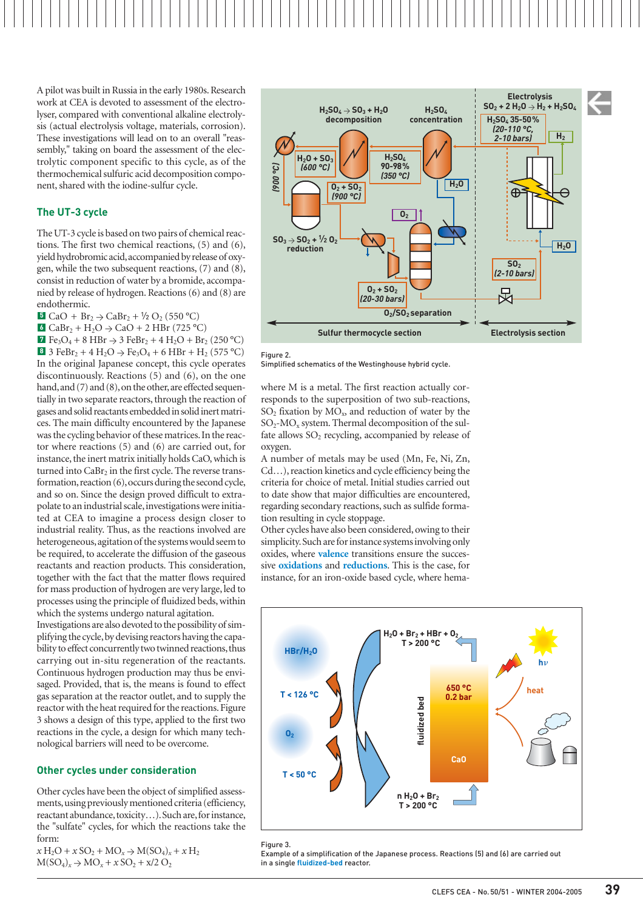A pilot was built in Russia in the early 1980s. Research work at CEA is devoted to assessment of the electrolyser, compared with conventional alkaline electrolysis (actual electrolysis voltage, materials, corrosion). These investigations will lead on to an overall "reassembly," taking on board the assessment of the electrolytic component specific to this cycle, as of the thermochemical sulfuric acid decomposition component, shared with the iodine-sulfur cycle.

## The UT-3 cycle

The UT-3 cycle is based on two pairs of chemical reactions. The first two chemical reactions, (5) and (6), yield hydrobromic acid, accompanied by release of oxygen, while the two subsequent reactions, (7) and (8), consist in reduction of water by a bromide, accompanied by release of hydrogen. Reactions (6) and (8) are endothermic.

**5** $CaO + Br_2 \rightarrow CaBr_2 + ½ O_2$ (550 °C)
**6** $CaBr_2 + H_2O \rightarrow CaO + 2 HBr$ (725 °C)
**7** $Fe_3O_4 + 8 HBr \rightarrow 3 FeBr_2 + 4 H_2O + Br_2$ (250 °C)
**8** $3 FeBr_2 + 4 H_2O \rightarrow Fe_3O_4 + 6 HBr + H_2$ (575 °C)

In the original Japanese concept, this cycle operates discontinuously. Reactions (5) and (6), on the one hand, and (7) and (8), on the other, are effected sequentially in two separate reactors, through the reaction of gases and solid reactants embedded in solid inert matrices. The main difficulty encountered by the Japanese was the cycling behavior of these matrices. In the reactor where reactions (5) and (6) are carried out, for instance, the inert matrix initially holds CaO, which is turned into $CaBr_2$ in the first cycle. The reverse transformation, reaction (6), occurs during the second cycle, and so on. Since the design proved difficult to extrapolate to an industrial scale, investigations were initiated at CEA to imagine a process design closer to industrial reality. Thus, as the reactions involved are heterogeneous, agitation of the systems would seem to be required, to accelerate the diffusion of the gaseous reactants and reaction products. This consideration, together with the fact that the matter flows required for mass production of hydrogen are very large, led to processes using the principle of fluidized beds, within which the systems undergo natural agitation.
Investigations are also devoted to the possibility of simplifying the cycle, by devising reactors having the capability to effect concurrently two twinned reactions, thus carrying out in-situ regeneration of the reactants. Continuous hydrogen production may thus be envisaged. Provided, that is, the means is found to effect gas separation at the reactor outlet, and to supply the reactor with the heat required for the reactions. Figure 3 shows a design of this type, applied to the first two reactions in the cycle, a design for which many technological barriers will need to be overcome.

## Other cycles under consideration

Other cycles have been the object of simplified assessments, using previously mentioned criteria (efficiency, reactant abundance, toxicity...). Such are, for instance, the "sulfate" cycles, for which the reactions take the form:

$x H_2O + x SO_2 + MO_x \rightarrow M(SO_4)_x + x H_2$
$M(SO_4)_x \rightarrow MO_x + x SO_2 + x/2 O_2$

Figure 2.
Simplified schematics of the Westinghouse hybrid cycle.

where M is a metal. The first reaction actually corresponds to the superposition of two sub-reactions, $SO_2$ fixation by $MO_x$, and reduction of water by the $SO_2$-$MO_x$ system. Thermal decomposition of the sulfate allows $SO_2$ recycling, accompanied by release of oxygen.
A number of metals may be used (Mn, Fe, Ni, Zn, Cd...), reaction kinetics and cycle efficiency being the criteria for choice of metal. Initial studies carried out to date show that major difficulties are encountered, regarding secondary reactions, such as sulfide formation resulting in cycle stoppage.
Other cycles have also been considered, owing to their simplicity. Such are for instance systems involving only oxides, where **valence** transitions ensure the successive **oxidations** and **reductions**. This is the case, for instance, for an iron-oxide based cycle, where hema-

Figure 3.
Example of a simplification of the Japanese process. Reactions (5) and (6) are carried out in a single **fluidized-bed** reactor.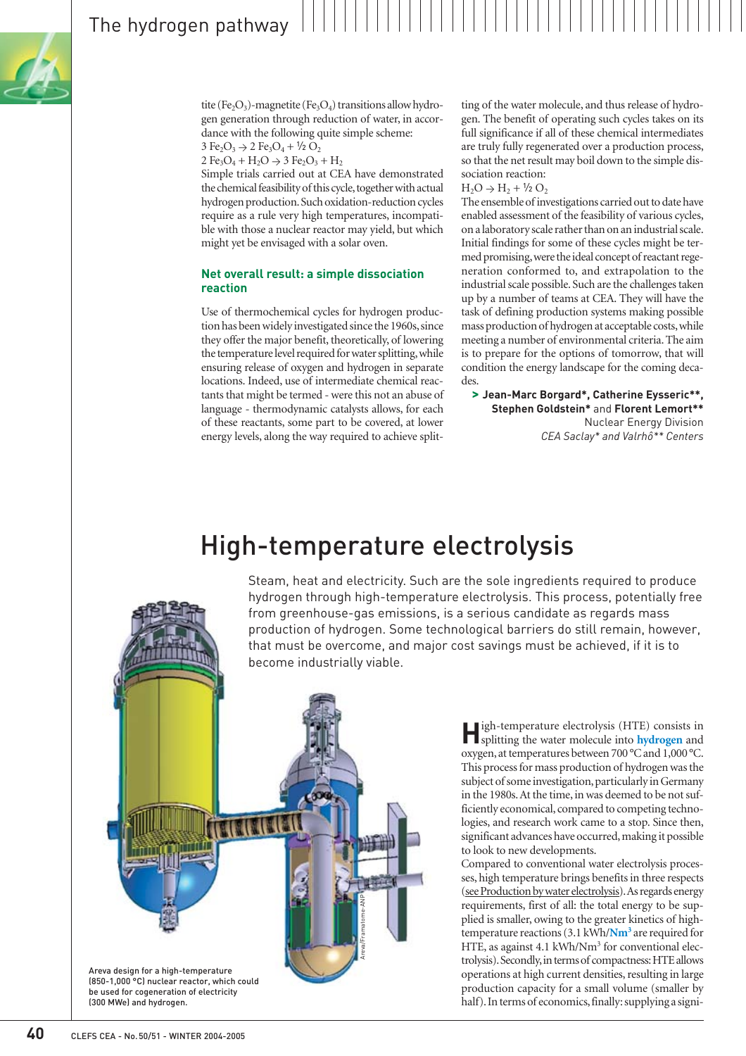tite ($Fe_2O_3$)-magnetite ($Fe_3O_4$) transitions allow hydrogen generation through reduction of water, in accordance with the following quite simple scheme:

$3\ Fe_2O_3 \rightarrow 2\ Fe_3O_4 + \frac{1}{2}\ O_2$

$2\ Fe_3O_4 + H_2O \rightarrow 3\ Fe_2O_3 + H_2$

Simple trials carried out at CEA have demonstrated the chemical feasibility of this cycle, together with actual hydrogen production. Such oxidation-reduction cycles require as a rule very high temperatures, incompatible with those a nuclear reactor may yield, but which might yet be envisaged with a solar oven.

### Net overall result: a simple dissociation reaction

Use of thermochemical cycles for hydrogen production has been widely investigated since the 1960s, since they offer the major benefit, theoretically, of lowering the temperature level required for water splitting, while ensuring release of oxygen and hydrogen in separate locations. Indeed, use of intermediate chemical reactants that might be termed - were this not an abuse of language - thermodynamic catalysts allows, for each of these reactants, some part to be covered, at lower energy levels, along the way required to achieve splitting of the water molecule, and thus release of hydrogen. The benefit of operating such cycles takes on its full significance if all of these chemical intermediates are truly fully regenerated over a production process, so that the net result may boil down to the simple dissociation reaction:

$H_2O \rightarrow H_2 + \frac{1}{2}\ O_2$

The ensemble of investigations carried out to date have enabled assessment of the feasibility of various cycles, on a laboratory scale rather than on an industrial scale. Initial findings for some of these cycles might be termed promising, were the ideal concept of reactant regeneration conformed to, and extrapolation to the industrial scale possible. Such are the challenges taken up by a number of teams at CEA. They will have the task of defining production systems making possible mass production of hydrogen at acceptable costs, while meeting a number of environmental criteria. The aim is to prepare for the options of tomorrow, that will condition the energy landscape for the coming decades.

> **Jean-Marc Borgard\*, Catherine Eysseric\*\*, Stephen Goldstein\*** and **Florent Lemort\*\***
> Nuclear Energy Division
> *CEA Saclay\* and Valrhô\*\* Centers*

# High-temperature electrolysis

Steam, heat and electricity. Such are the sole ingredients required to produce hydrogen through high-temperature electrolysis. This process, potentially free from greenhouse-gas emissions, is a serious candidate as regards mass production of hydrogen. Some technological barriers do still remain, however, that must be overcome, and major cost savings must be achieved, if it is to become industrially viable.

Areva design for a high-temperature (850-1,000 °C) nuclear reactor, which could be used for cogeneration of electricity (300 MWe) and hydrogen.

High-temperature electrolysis (HTE) consists in splitting the water molecule into **hydrogen** and oxygen, at temperatures between 700 °C and 1,000 °C. This process for mass production of hydrogen was the subject of some investigation, particularly in Germany in the 1980s. At the time, in was deemed to be not sufficiently economical, compared to competing technologies, and research work came to a stop. Since then, significant advances have occurred, making it possible to look to new developments.

Compared to conventional water electrolysis processes, high temperature brings benefits in three respects (see Production by water electrolysis). As regards energy requirements, first of all: the total energy to be supplied is smaller, owing to the greater kinetics of high-temperature reactions (3.1 kWh/**Nm**$^3$ are required for HTE, as against 4.1 kWh/Nm$^3$ for conventional electrolysis). Secondly, in terms of compactness: HTE allows operations at high current densities, resulting in large production capacity for a small volume (smaller by half). In terms of economics, finally: supplying a signi-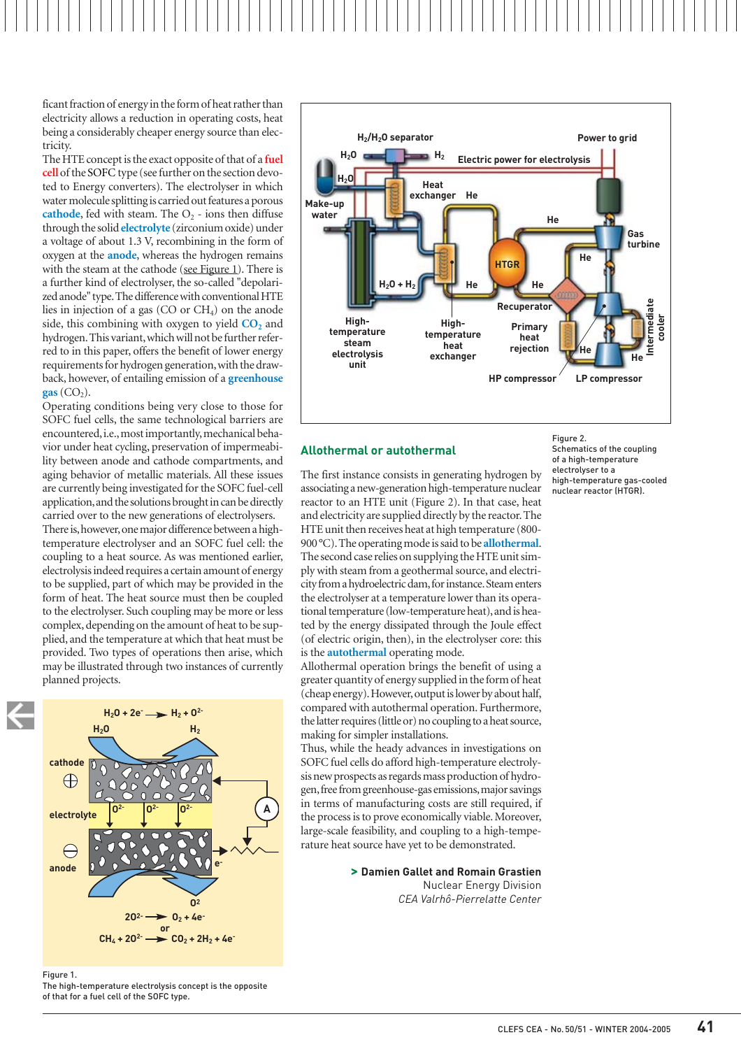ficant fraction of energy in the form of heat rather than electricity allows a reduction in operating costs, heat being a considerably cheaper energy source than electricity.

The HTE concept is the exact opposite of that of a **fuel cell** of the SOFC type (see further on the section devoted to Energy converters). The electrolyser in which water molecule splitting is carried out features a porous **cathode**, fed with steam. The $O_2$ - ions then diffuse through the solid **electrolyte** (zirconium oxide) under a voltage of about 1.3 V, recombining in the form of oxygen at the **anode**, whereas the hydrogen remains with the steam at the cathode (see Figure 1). There is a further kind of electrolyser, the so-called "depolarized anode" type. The difference with conventional HTE lies in injection of a gas (CO or $CH_4$) on the anode side, this combining with oxygen to yield **$CO_2$** and hydrogen. This variant, which will not be further referred to in this paper, offers the benefit of lower energy requirements for hydrogen generation, with the drawback, however, of entailing emission of a **greenhouse gas** ($CO_2$).

Operating conditions being very close to those for SOFC fuel cells, the same technological barriers are encountered, i.e., most importantly, mechanical behavior under heat cycling, preservation of impermeability between anode and cathode compartments, and aging behavior of metallic materials. All these issues are currently being investigated for the SOFC fuel-cell application, and the solutions brought in can be directly carried over to the new generations of electrolysers.

There is, however, one major difference between a high-temperature electrolyser and an SOFC fuel cell: the coupling to a heat source. As was mentioned earlier, electrolysis indeed requires a certain amount of energy to be supplied, part of which may be provided in the form of heat. The heat source must then be coupled to the electrolyser. Such coupling may be more or less complex, depending on the amount of heat to be supplied, and the temperature at which that heat must be provided. Two types of operations then arise, which may be illustrated through two instances of currently planned projects.

$$H_2O + 2e^- \rightarrow H_2 + O^{2-}$$

$$2O^{2-} \rightarrow O_2 + 4e^-$$

or

$$CH_4 + 2O^{2-} \rightarrow CO_2 + 2H_2 + 4e^-$$

Figure 1.
The high-temperature electrolysis concept is the opposite of that for a fuel cell of the SOFC type.

Figure 2.
Schematics of the coupling of a high-temperature electrolyser to a high-temperature gas-cooled nuclear reactor (HTGR).

## Allothermal or autothermal

The first instance consists in generating hydrogen by associating a new-generation high-temperature nuclear reactor to an HTE unit (Figure 2). In that case, heat and electricity are supplied directly by the reactor. The HTE unit then receives heat at high temperature (800-900 °C). The operating mode is said to be **allothermal**.

The second case relies on supplying the HTE unit simply with steam from a geothermal source, and electricity from a hydroelectric dam, for instance. Steam enters the electrolyser at a temperature lower than its operational temperature (low-temperature heat), and is heated by the energy dissipated through the Joule effect (of electric origin, then), in the electrolyser core: this is the **autothermal** operating mode.

Allothermal operation brings the benefit of using a greater quantity of energy supplied in the form of heat (cheap energy). However, output is lower by about half, compared with autothermal operation. Furthermore, the latter requires (little or) no coupling to a heat source, making for simpler installations.

Thus, while the heady advances in investigations on SOFC fuel cells do afford high-temperature electrolysis new prospects as regards mass production of hydrogen, free from greenhouse-gas emissions, major savings in terms of manufacturing costs are still required, if the process is to prove economically viable. Moreover, large-scale feasibility, and coupling to a high-temperature heat source have yet to be demonstrated.

> **Damien Gallet and Romain Grastien**
> Nuclear Energy Division
> *CEA Valrhô-Pierrelatte Center*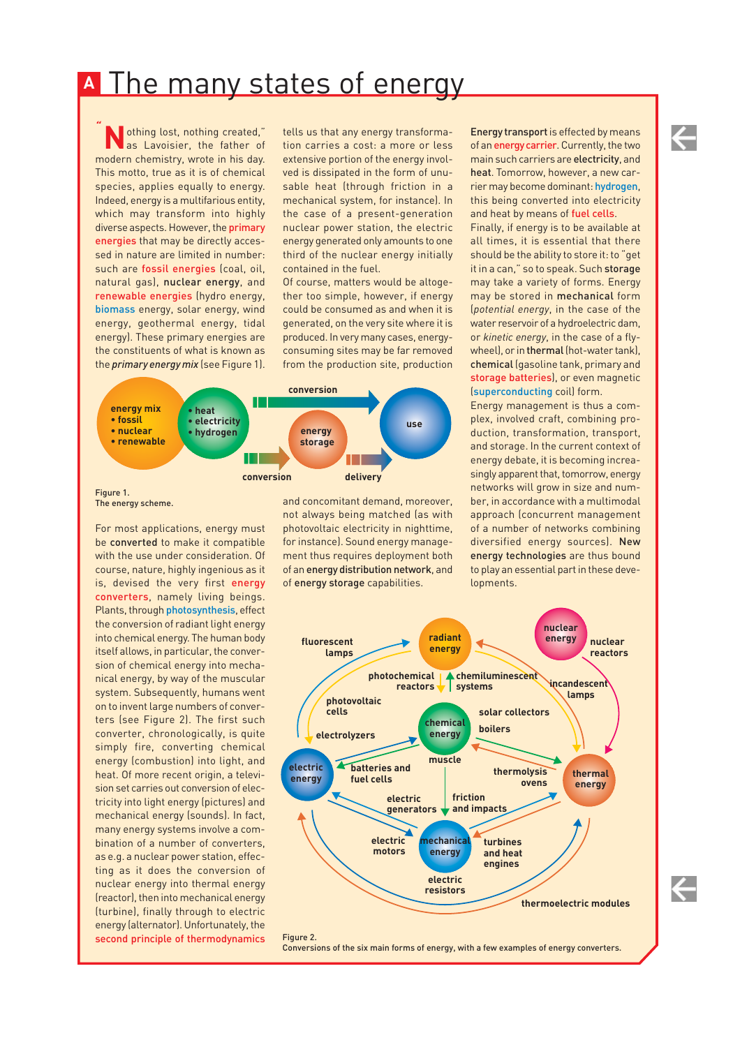# A The many states of energy

"Nothing lost, nothing created," as Lavoisier, the father of modern chemistry, wrote in his day. This motto, true as it is of chemical species, applies equally to energy. Indeed, energy is a multifarious entity, which may transform into highly diverse aspects. However, the primary energies that may be directly accessed in nature are limited in number: such are fossil energies (coal, oil, natural gas), nuclear energy, and renewable energies (hydro energy, biomass energy, solar energy, wind energy, geothermal energy, tidal energy). These primary energies are the constituents of what is known as the *primary energy mix* (see Figure 1).

Figure 1.
The energy scheme.

For most applications, energy must be converted to make it compatible with the use under consideration. Of course, nature, highly ingenious as it is, devised the very first energy converters, namely living beings. Plants, through photosynthesis, effect the conversion of radiant light energy into chemical energy. The human body itself allows, in particular, the conversion of chemical energy into mechanical energy, by way of the muscular system. Subsequently, humans went on to invent large numbers of converters (see Figure 2). The first such converter, chronologically, is quite simply fire, converting chemical energy (combustion) into light, and heat. Of more recent origin, a television set carries out conversion of electricity into light energy (pictures) and mechanical energy (sounds). In fact, many energy systems involve a combination of a number of converters, as e.g. a nuclear power station, effecting as it does the conversion of nuclear energy into thermal energy (reactor), then into mechanical energy (turbine), finally through to electric energy (alternator). Unfortunately, the second principle of thermodynamics tells us that any energy transformation carries a cost: a more or less extensive portion of the energy involved is dissipated in the form of unusable heat (through friction in a mechanical system, for instance). In the case of a present-generation nuclear power station, the electric energy generated only amounts to one third of the nuclear energy initially contained in the fuel.

Of course, matters would be altogether too simple, however, if energy could be consumed as and when it is generated, on the very site where it is produced. In very many cases, energy-consuming sites may be far removed from the production site, production and concomitant demand, moreover, not always being matched (as with photovoltaic electricity in nighttime, for instance). Sound energy management thus requires deployment both of an energy distribution network, and of energy storage capabilities.

Energy transport is effected by means of an energy carrier. Currently, the two main such carriers are electricity, and heat. Tomorrow, however, a new carrier may become dominant: hydrogen, this being converted into electricity and heat by means of fuel cells.

Finally, if energy is to be available at all times, it is essential that there should be the ability to store it: to "get it in a can," so to speak. Such storage may take a variety of forms. Energy may be stored in mechanical form (*potential energy*, in the case of the water reservoir of a hydroelectric dam, or *kinetic energy*, in the case of a flywheel), or in thermal (hot-water tank), chemical (gasoline tank, primary and storage batteries), or even magnetic (superconducting coil) form.

Energy management is thus a complex, involved craft, combining production, transformation, transport, and storage. In the current context of energy debate, it is becoming increasingly apparent that, tomorrow, energy networks will grow in size and number, in accordance with a multimodal approach (concurrent management of a number of networks combining diversified energy sources). New energy technologies are thus bound to play an essential part in these developments.

Figure 2.
Conversions of the six main forms of energy, with a few examples of energy converters.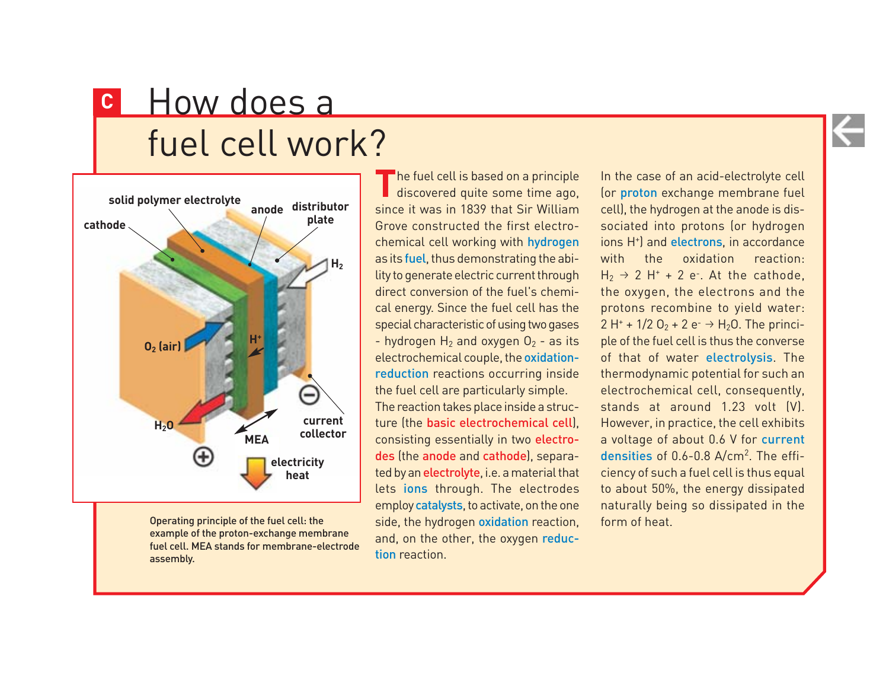# C How does a fuel cell work?

Operating principle of the fuel cell: the example of the proton-exchange membrane fuel cell. MEA stands for membrane-electrode assembly.

The fuel cell is based on a principle discovered quite some time ago, since it was in 1839 that Sir William Grove constructed the first electrochemical cell working with hydrogen as its fuel, thus demonstrating the ability to generate electric current through direct conversion of the fuel's chemical energy. Since the fuel cell has the special characteristic of using two gases - hydrogen $H_2$ and oxygen $O_2$ - as its electrochemical couple, the oxidation-reduction reactions occurring inside the fuel cell are particularly simple. The reaction takes place inside a structure (the basic electrochemical cell), consisting essentially in two electrodes (the anode and cathode), separated by an electrolyte, i.e. a material that lets ions through. The electrodes employ catalysts, to activate, on the one side, the hydrogen oxidation reaction, and, on the other, the oxygen reduction reaction.

In the case of an acid-electrolyte cell (or proton exchange membrane fuel cell), the hydrogen at the anode is dissociated into protons (or hydrogen ions $H^+$) and electrons, in accordance with the oxidation reaction: $H_2 \rightarrow 2\ H^+ + 2\ e^-$. At the cathode, the oxygen, the electrons and the protons recombine to yield water: $2\ H^+ + 1/2\ O_2 + 2\ e^- \rightarrow H_2O$. The principle of the fuel cell is thus the converse of that of water electrolysis. The thermodynamic potential for such an electrochemical cell, consequently, stands at around 1.23 volt (V). However, in practice, the cell exhibits a voltage of about 0.6 V for current densities of 0.6-0.8 A/cm$^2$. The efficiency of such a fuel cell is thus equal to about 50%, the energy dissipated naturally being so dissipated in the form of heat.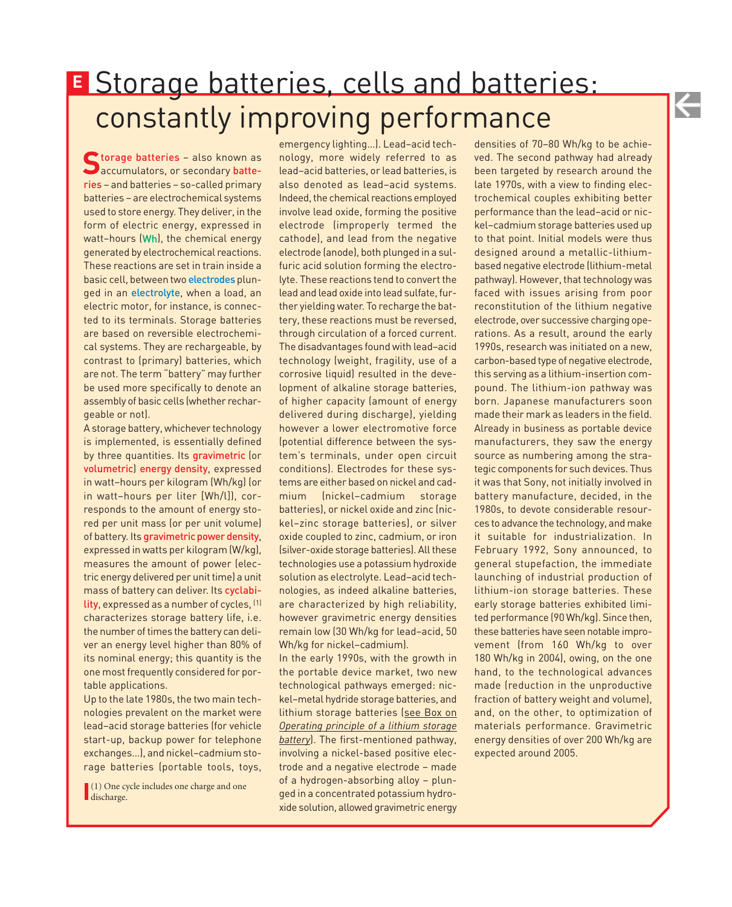# E Storage batteries, cells and batteries: constantly improving performance

**Storage batteries** – also known as accumulators, or secondary **batteries** – and batteries – so-called primary batteries – are electrochemical systems used to store energy. They deliver, in the form of electric energy, expressed in watt–hours (Wh), the chemical energy generated by electrochemical reactions. These reactions are set in train inside a basic cell, between two electrodes plunged in an electrolyte, when a load, an electric motor, for instance, is connected to its terminals. Storage batteries are based on reversible electrochemical systems. They are rechargeable, by contrast to (primary) batteries, which are not. The term "battery" may further be used more specifically to denote an assembly of basic cells (whether rechargeable or not).

A storage battery, whichever technology is implemented, is essentially defined by three quantities. Its **gravimetric** (or **volumetric**) **energy density**, expressed in watt–hours per kilogram (Wh/kg) (or in watt–hours per liter [Wh/l]), corresponds to the amount of energy stored per unit mass (or per unit volume) of battery. Its **gravimetric power density**, expressed in watts per kilogram (W/kg), measures the amount of power (electric energy delivered per unit time) a unit mass of battery can deliver. Its **cyclability**, expressed as a number of cycles,[1] characterizes storage battery life, i.e. the number of times the battery can deliver an energy level higher than 80% of its nominal energy; this quantity is the one most frequently considered for portable applications.

Up to the late 1980s, the two main technologies prevalent on the market were lead–acid storage batteries (for vehicle start-up, backup power for telephone exchanges...), and nickel–cadmium storage batteries (portable tools, toys, emergency lighting...). Lead–acid technology, more widely referred to as lead–acid batteries, or lead batteries, is also denoted as lead–acid systems. Indeed, the chemical reactions employed involve lead oxide, forming the positive electrode (improperly termed the cathode), and lead from the negative electrode (anode), both plunged in a sulfuric acid solution forming the electrolyte. These reactions tend to convert the lead and lead oxide into lead sulfate, further yielding water. To recharge the battery, these reactions must be reversed, through circulation of a forced current. The disadvantages found with lead–acid technology (weight, fragility, use of a corrosive liquid) resulted in the development of alkaline storage batteries, of higher capacity (amount of energy delivered during discharge), yielding however a lower electromotive force (potential difference between the system's terminals, under open circuit conditions). Electrodes for these systems are either based on nickel and cadmium (nickel–cadmium storage batteries), or nickel oxide and zinc (nickel–zinc storage batteries), or silver oxide coupled to zinc, cadmium, or iron (silver-oxide storage batteries). All these technologies use a potassium hydroxide solution as electrolyte. Lead–acid technologies, as indeed alkaline batteries, are characterized by high reliability, however gravimetric energy densities remain low (30 Wh/kg for lead–acid, 50 Wh/kg for nickel–cadmium).

In the early 1990s, with the growth in the portable device market, two new technological pathways emerged: nickel–metal hydride storage batteries, and lithium storage batteries (*see Box on Operating principle of a lithium storage battery*). The first-mentioned pathway, involving a nickel-based positive electrode and a negative electrode – made of a hydrogen-absorbing alloy – plunged in a concentrated potassium hydroxide solution, allowed gravimetric energy densities of 70–80 Wh/kg to be achieved. The second pathway had already been targeted by research around the late 1970s, with a view to finding electrochemical couples exhibiting better performance than the lead–acid or nickel–cadmium storage batteries used up to that point. Initial models were thus designed around a metallic-lithium-based negative electrode (lithium-metal pathway). However, that technology was faced with issues arising from poor reconstitution of the lithium negative electrode, over successive charging operations. As a result, around the early 1990s, research was initiated on a new, carbon-based type of negative electrode, this serving as a lithium-insertion compound. The lithium-ion pathway was born. Japanese manufacturers soon made their mark as leaders in the field. Already in business as portable device manufacturers, they saw the energy source as numbering among the strategic components for such devices. Thus it was that Sony, not initially involved in battery manufacture, decided, in the 1980s, to devote considerable resources to advance the technology, and make it suitable for industrialization. In February 1992, Sony announced, to general stupefaction, the immediate launching of industrial production of lithium-ion storage batteries. These early storage batteries exhibited limited performance (90 Wh/kg). Since then, these batteries have seen notable improvement (from 160 Wh/kg to over 180 Wh/kg in 2004), owing, on the one hand, to the technological advances made (reduction in the unproductive fraction of battery weight and volume), and, on the other, to optimization of materials performance. Gravimetric energy densities of over 200 Wh/kg are expected around 2005.

(1) One cycle includes one charge and one discharge.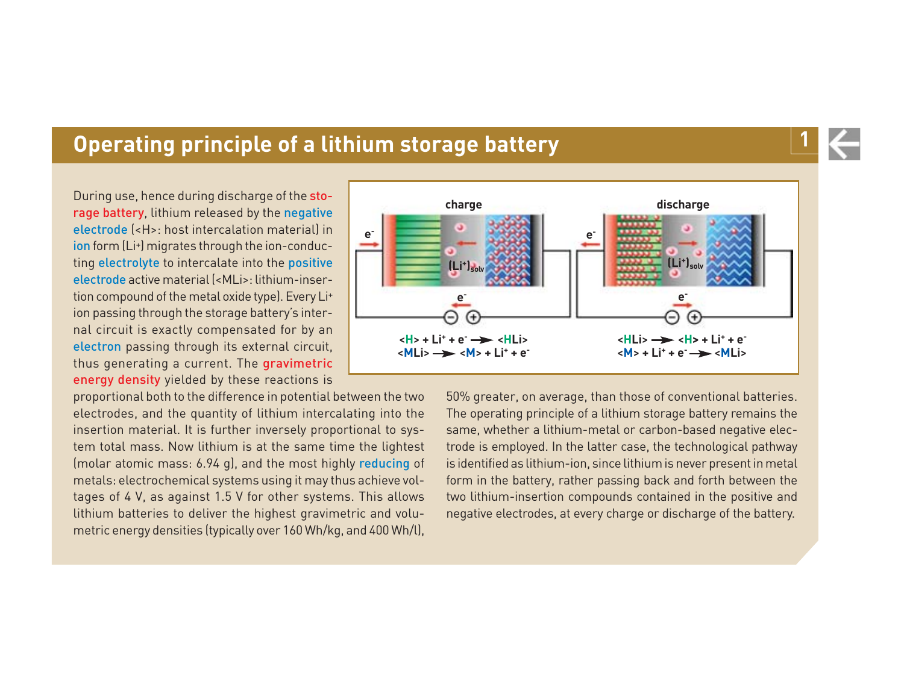## Operating principle of a lithium storage battery

During use, hence during discharge of the storage battery, lithium released by the negative electrode (<H>: host intercalation material) in ion form ($Li^+$) migrates through the ion-conducting electrolyte to intercalate into the positive electrode active material (<MLi>: lithium-insertion compound of the metal oxide type). Every $Li^+$ ion passing through the storage battery's internal circuit is exactly compensated for by an electron passing through its external circuit, thus generating a current. The gravimetric energy density yielded by these reactions is proportional both to the difference in potential between the two electrodes, and the quantity of lithium intercalating into the insertion material. It is further inversely proportional to system total mass. Now lithium is at the same time the lightest (molar atomic mass: 6.94 g), and the most highly reducing of metals: electrochemical systems using it may thus achieve voltages of 4 V, as against 1.5 V for other systems. This allows lithium batteries to deliver the highest gravimetric and volumetric energy densities (typically over 160 Wh/kg, and 400 Wh/l), 50% greater, on average, than those of conventional batteries. The operating principle of a lithium storage battery remains the same, whether a lithium-metal or carbon-based negative electrode is employed. In the latter case, the technological pathway is identified as lithium-ion, since lithium is never present in metal form in the battery, rather passing back and forth between the two lithium-insertion compounds contained in the positive and negative electrodes, at every charge or discharge of the battery.

charge

$e^-$

$(Li^+)_{solv}$

$e^-$

$<H> + Li^+ + e^- \rightarrow <HLi>$

$<MLi> \rightarrow <M> + Li^+ + e^-$

discharge

$e^-$

$(Li^+)_{solv}$

$e^-$

$<HLi> \rightarrow <H> + Li^+ + e^-$

$<M> + Li^+ + e^- \rightarrow <MLi>$